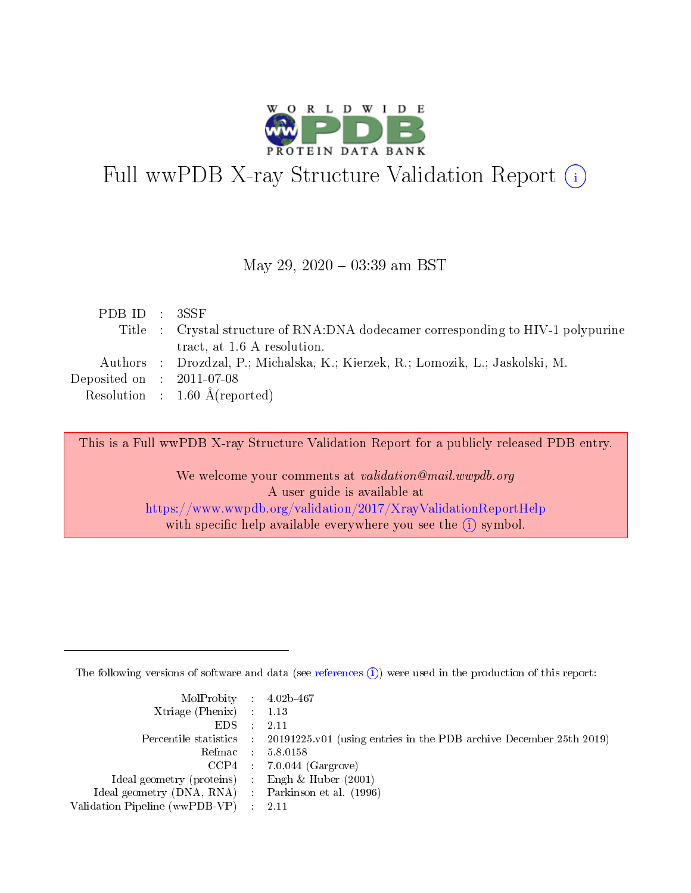# Full wwPDB X-ray Structure Validation Report (i)

May 29, 2020 – 03:39 am BST

| | | |
|---|---|---|
| PDB ID | : | 3SSF |
| Title | : | Crystal structure of RNA:DNA dodecamer corresponding to HIV-1 polypurine tract, at 1.6 A resolution. |
| Authors | : | Drozdzal, P.; Michalska, K.; Kierzek, R.; Lomozik, L.; Jaskolski, M. |
| Deposited on | : | 2011-07-08 |
| Resolution | : | 1.60 Å(reported) |

This is a Full wwPDB X-ray Structure Validation Report for a publicly released PDB entry.

We welcome your comments at *validation@mail.wwpdb.org*
A user guide is available at
https://www.wwpdb.org/validation/2017/XrayValidationReportHelp
with specific help available everywhere you see the (i) symbol.

---

The following versions of software and data (see references (i)) were used in the production of this report:

| | | |
|---|---|---|
| MolProbity | : | 4.02b-467 |
| Xtriage (Phenix) | : | 1.13 |
| EDS | : | 2.11 |
| Percentile statistics | : | 20191225.v01 (using entries in the PDB archive December 25th 2019) |
| Refmac | : | 5.8.0158 |
| CCP4 | : | 7.0.044 (Gargrove) |
| Ideal geometry (proteins) | : | Engh & Huber (2001) |
| Ideal geometry (DNA, RNA) | : | Parkinson et al. (1996) |
| Validation Pipeline (wwPDB-VP) | : | 2.11 |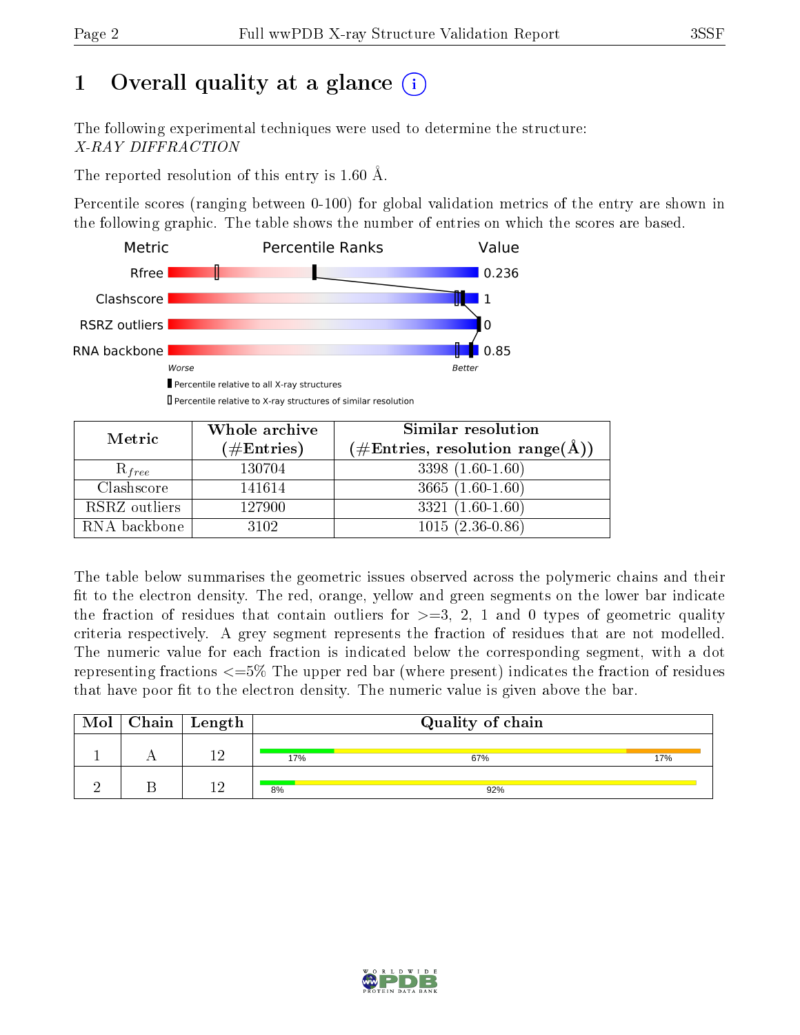# 1 Overall quality at a glance (i)

The following experimental techniques were used to determine the structure:
*X-RAY DIFFRACTION*

The reported resolution of this entry is 1.60 Å.

Percentile scores (ranging between 0-100) for global validation metrics of the entry are shown in the following graphic. The table shows the number of entries on which the scores are based.

| Metric | Percentile Ranks | Value |
|---|---|---|
| Rfree | | 0.236 |
| Clashscore | | 1 |
| RSRZ outliers | | 0 |
| RNA backbone | | 0.85 |

Worse — Better

▮ Percentile relative to all X-ray structures
▯ Percentile relative to X-ray structures of similar resolution

| Metric | Whole archive (#Entries) | Similar resolution (#Entries, resolution range(Å)) |
|---|---|---|
| $R_{free}$ | 130704 | 3398 (1.60-1.60) |
| Clashscore | 141614 | 3665 (1.60-1.60) |
| RSRZ outliers | 127900 | 3321 (1.60-1.60) |
| RNA backbone | 3102 | 1015 (2.36-0.86) |

The table below summarises the geometric issues observed across the polymeric chains and their fit to the electron density. The red, orange, yellow and green segments on the lower bar indicate the fraction of residues that contain outliers for >=3, 2, 1 and 0 types of geometric quality criteria respectively. A grey segment represents the fraction of residues that are not modelled. The numeric value for each fraction is indicated below the corresponding segment, with a dot representing fractions <=5% The upper red bar (where present) indicates the fraction of residues that have poor fit to the electron density. The numeric value is given above the bar.

| Mol | Chain | Length | Quality of chain |
|---|---|---|---|
| 1 | A | 12 | 17% / 67% / 17% |
| 2 | B | 12 | 8% / 92% |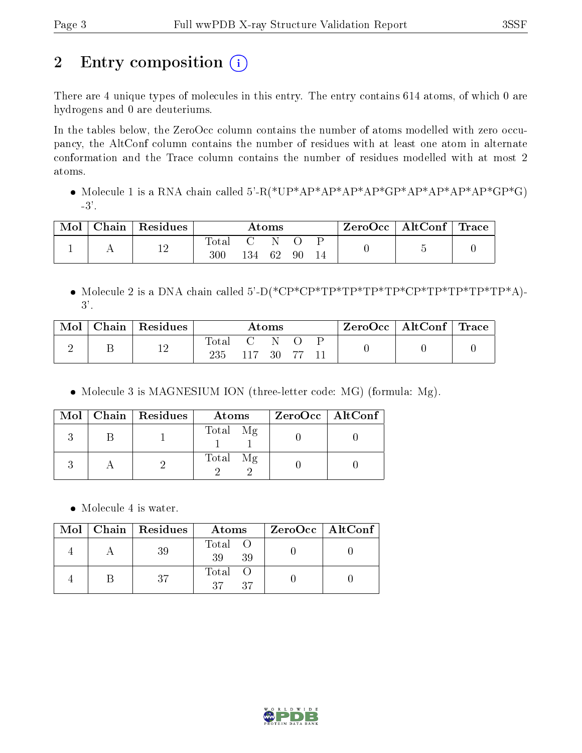# 2 Entry composition (i)

There are 4 unique types of molecules in this entry. The entry contains 614 atoms, of which 0 are hydrogens and 0 are deuteriums.

In the tables below, the ZeroOcc column contains the number of atoms modelled with zero occupancy, the AltConf column contains the number of residues with at least one atom in alternate conformation and the Trace column contains the number of residues modelled with at most 2 atoms.

- Molecule 1 is a RNA chain called 5'-R(*UP*AP*AP*AP*AP*GP*AP*AP*AP*AP*GP*G)-3'.

| Mol | Chain | Residues | Atoms | | | | | ZeroOcc | AltConf | Trace |
|---|---|---|---|---|---|---|---|---|---|---|
| | | | Total | C | N | O | P | | | |
| 1 | A | 12 | 300 | 134 | 62 | 90 | 14 | 0 | 5 | 0 |

- Molecule 2 is a DNA chain called 5'-D(*CP*CP*TP*TP*TP*TP*CP*TP*TP*TP*TP*A)-3'.

| Mol | Chain | Residues | Atoms | | | | | ZeroOcc | AltConf | Trace |
|---|---|---|---|---|---|---|---|---|---|---|
| | | | Total | C | N | O | P | | | |
| 2 | B | 12 | 235 | 117 | 30 | 77 | 11 | 0 | 0 | 0 |

- Molecule 3 is MAGNESIUM ION (three-letter code: MG) (formula: Mg).

| Mol | Chain | Residues | Atoms | | ZeroOcc | AltConf |
|---|---|---|---|---|---|---|
| | | | Total | Mg | | |
| 3 | B | 1 | 1 | 1 | 0 | 0 |
| 3 | A | 2 | 2 | 2 | 0 | 0 |

- Molecule 4 is water.

| Mol | Chain | Residues | Atoms | | ZeroOcc | AltConf |
|---|---|---|---|---|---|---|
| | | | Total | O | | |
| 4 | A | 39 | 39 | 39 | 0 | 0 |
| 4 | B | 37 | 37 | 37 | 0 | 0 |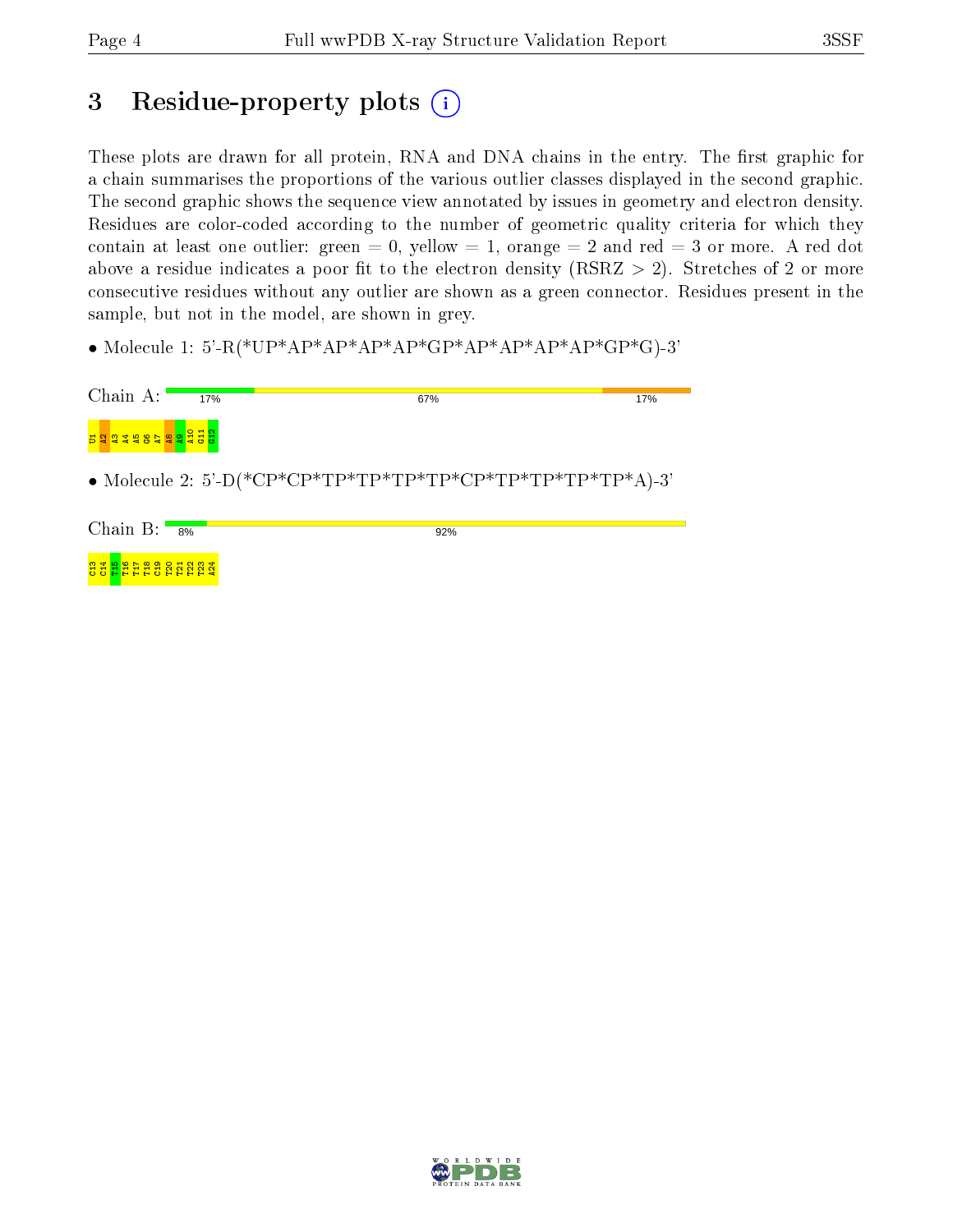# 3 Residue-property plots (i)

These plots are drawn for all protein, RNA and DNA chains in the entry. The first graphic for a chain summarises the proportions of the various outlier classes displayed in the second graphic. The second graphic shows the sequence view annotated by issues in geometry and electron density. Residues are color-coded according to the number of geometric quality criteria for which they contain at least one outlier: green = 0, yellow = 1, orange = 2 and red = 3 or more. A red dot above a residue indicates a poor fit to the electron density (RSRZ > 2). Stretches of 2 or more consecutive residues without any outlier are shown as a green connector. Residues present in the sample, but not in the model, are shown in grey.

- Molecule 1: 5'-R(*UP*AP*AP*AP*AP*GP*AP*AP*AP*AP*GP*G)-3'

Chain A: 17% 67% 17%

U1 A2 A3 A4 A5 G6 A7 A8 A9 A10 G11 G12

- Molecule 2: 5'-D(*CP*CP*TP*TP*TP*TP*CP*TP*TP*TP*TP*A)-3'

Chain B: 8% 92%

C13 C14 T15 T16 T17 T18 C19 T20 T21 T22 T23 A24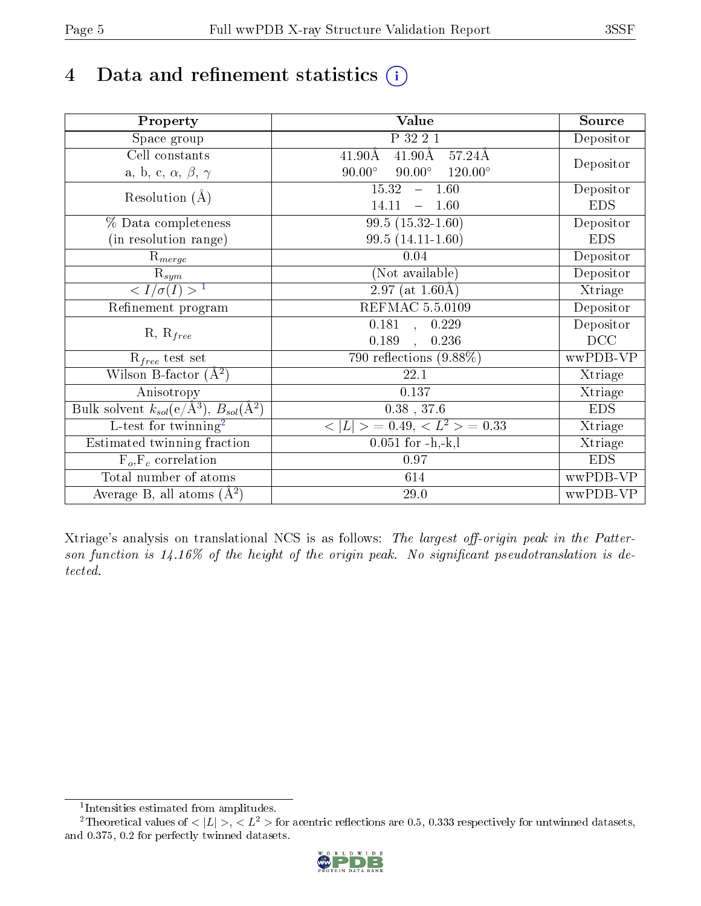# 4 Data and refinement statistics

| Property | Value | Source |
|---|---|---|
| Space group | P 32 2 1 | Depositor |
| Cell constants<br>a, b, c, $\alpha$, $\beta$, $\gamma$ | 41.90Å 41.90Å 57.24Å<br>90.00° 90.00° 120.00° | Depositor |
| Resolution (Å) | 15.32 – 1.60<br>14.11 – 1.60 | Depositor<br>EDS |
| % Data completeness<br>(in resolution range) | 99.5 (15.32-1.60)<br>99.5 (14.11-1.60) | Depositor<br>EDS |
| $R_{merge}$ | 0.04 | Depositor |
| $R_{sym}$ | (Not available) | Depositor |
| $< I/\sigma(I) >$ [1] | 2.97 (at 1.60Å) | Xtriage |
| Refinement program | REFMAC 5.5.0109 | Depositor |
| R, $R_{free}$ | 0.181 , 0.229<br>0.189 , 0.236 | Depositor<br>DCC |
| $R_{free}$ test set | 790 reflections (9.88%) | wwPDB-VP |
| Wilson B-factor (Å$^2$) | 22.1 | Xtriage |
| Anisotropy | 0.137 | Xtriage |
| Bulk solvent $k_{sol}$(e/Å$^3$), $B_{sol}$(Å$^2$) | 0.38 , 37.6 | EDS |
| L-test for twinning[2] | $< \|L\| > = 0.49$, $< L^2 > = 0.33$ | Xtriage |
| Estimated twinning fraction | 0.051 for -h,-k,l | Xtriage |
| $F_o$,$F_c$ correlation | 0.97 | EDS |
| Total number of atoms | 614 | wwPDB-VP |
| Average B, all atoms (Å$^2$) | 29.0 | wwPDB-VP |

Xtriage's analysis on translational NCS is as follows: *The largest off-origin peak in the Patterson function is 14.16% of the height of the origin peak. No significant pseudotranslation is detected.*

[1] Intensities estimated from amplitudes.

[2] Theoretical values of $< |L| >$, $< L^2 >$ for acentric reflections are 0.5, 0.333 respectively for untwinned datasets, and 0.375, 0.2 for perfectly twinned datasets.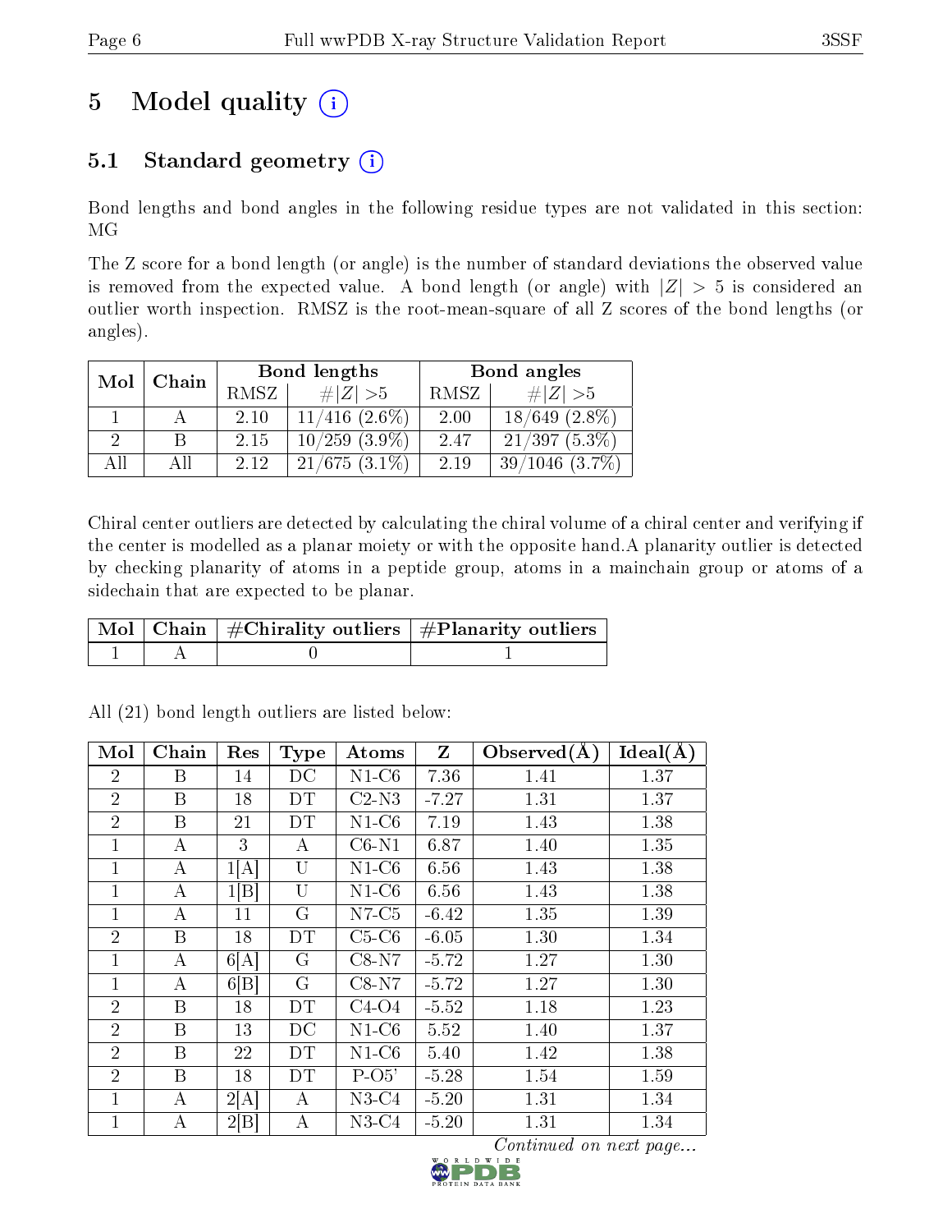# 5 Model quality

## 5.1 Standard geometry

Bond lengths and bond angles in the following residue types are not validated in this section: MG

The Z score for a bond length (or angle) is the number of standard deviations the observed value is removed from the expected value. A bond length (or angle) with $|Z| > 5$ is considered an outlier worth inspection. RMSZ is the root-mean-square of all Z scores of the bond lengths (or angles).

| Mol | Chain | Bond lengths | | Bond angles | |
|---|---|---|---|---|---|
| | | RMSZ | #$\|Z\|$ >5 | RMSZ | #$\|Z\|$ >5 |
| 1 | A | 2.10 | 11/416 (2.6%) | 2.00 | 18/649 (2.8%) |
| 2 | B | 2.15 | 10/259 (3.9%) | 2.47 | 21/397 (5.3%) |
| All | All | 2.12 | 21/675 (3.1%) | 2.19 | 39/1046 (3.7%) |

Chiral center outliers are detected by calculating the chiral volume of a chiral center and verifying if the center is modelled as a planar moiety or with the opposite hand.A planarity outlier is detected by checking planarity of atoms in a peptide group, atoms in a mainchain group or atoms of a sidechain that are expected to be planar.

| Mol | Chain | #Chirality outliers | #Planarity outliers |
|---|---|---|---|
| 1 | A | 0 | 1 |

All (21) bond length outliers are listed below:

| Mol | Chain | Res | Type | Atoms | Z | Observed(Å) | Ideal(Å) |
|---|---|---|---|---|---|---|---|
| 2 | B | 14 | DC | N1-C6 | 7.36 | 1.41 | 1.37 |
| 2 | B | 18 | DT | C2-N3 | -7.27 | 1.31 | 1.37 |
| 2 | B | 21 | DT | N1-C6 | 7.19 | 1.43 | 1.38 |
| 1 | A | 3 | A | C6-N1 | 6.87 | 1.40 | 1.35 |
| 1 | A | 1[A] | U | N1-C6 | 6.56 | 1.43 | 1.38 |
| 1 | A | 1[B] | U | N1-C6 | 6.56 | 1.43 | 1.38 |
| 1 | A | 11 | G | N7-C5 | -6.42 | 1.35 | 1.39 |
| 2 | B | 18 | DT | C5-C6 | -6.05 | 1.30 | 1.34 |
| 1 | A | 6[A] | G | C8-N7 | -5.72 | 1.27 | 1.30 |
| 1 | A | 6[B] | G | C8-N7 | -5.72 | 1.27 | 1.30 |
| 2 | B | 18 | DT | C4-O4 | -5.52 | 1.18 | 1.23 |
| 2 | B | 13 | DC | N1-C6 | 5.52 | 1.40 | 1.37 |
| 2 | B | 22 | DT | N1-C6 | 5.40 | 1.42 | 1.38 |
| 2 | B | 18 | DT | P-O5' | -5.28 | 1.54 | 1.59 |
| 1 | A | 2[A] | A | N3-C4 | -5.20 | 1.31 | 1.34 |
| 1 | A | 2[B] | A | N3-C4 | -5.20 | 1.31 | 1.34 |

*Continued on next page...*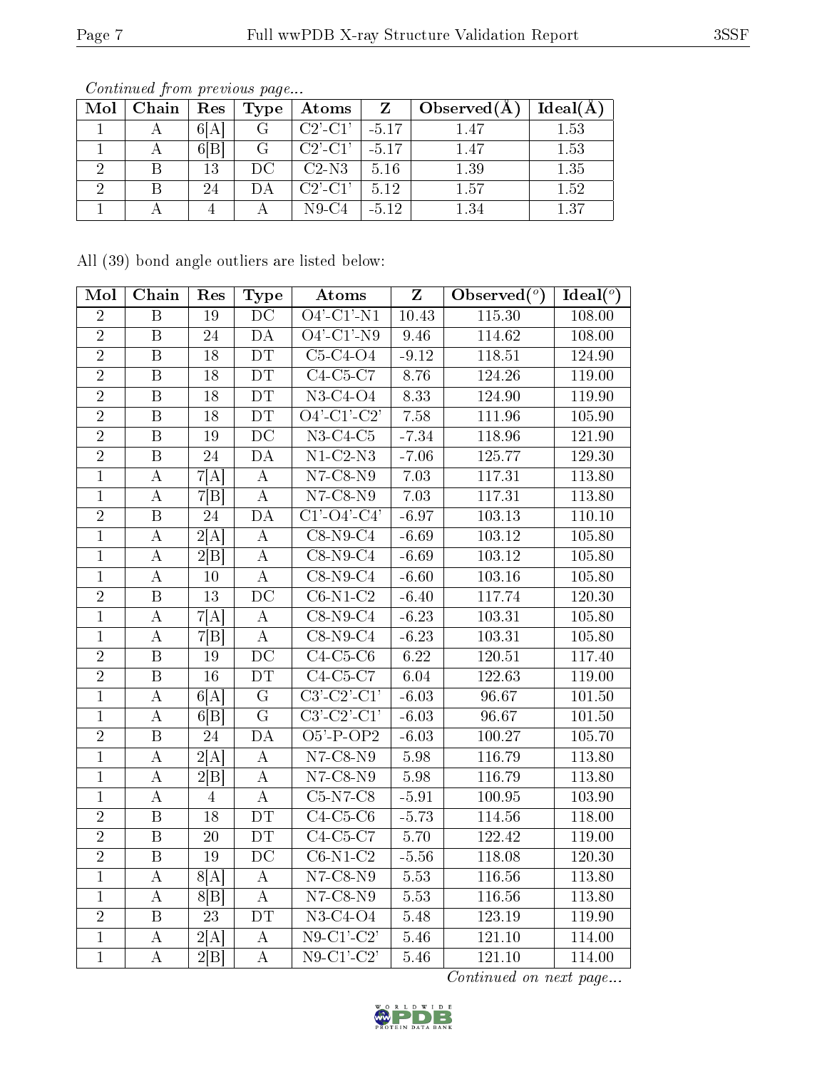*Continued from previous page...*

| Mol | Chain | Res | Type | Atoms | Z | Observed(Å) | Ideal(Å) |
|---|---|---|---|---|---|---|---|
| 1 | A | 6[A] | G | C2'-C1' | -5.17 | 1.47 | 1.53 |
| 1 | A | 6[B] | G | C2'-C1' | -5.17 | 1.47 | 1.53 |
| 2 | B | 13 | DC | C2-N3 | 5.16 | 1.39 | 1.35 |
| 2 | B | 24 | DA | C2'-C1' | 5.12 | 1.57 | 1.52 |
| 1 | A | 4 | A | N9-C4 | -5.12 | 1.34 | 1.37 |

All (39) bond angle outliers are listed below:

| Mol | Chain | Res | Type | Atoms | Z | Observed(°) | Ideal(°) |
|---|---|---|---|---|---|---|---|
| 2 | B | 19 | DC | O4'-C1'-N1 | 10.43 | 115.30 | 108.00 |
| 2 | B | 24 | DA | O4'-C1'-N9 | 9.46 | 114.62 | 108.00 |
| 2 | B | 18 | DT | C5-C4-O4 | -9.12 | 118.51 | 124.90 |
| 2 | B | 18 | DT | C4-C5-C7 | 8.76 | 124.26 | 119.00 |
| 2 | B | 18 | DT | N3-C4-O4 | 8.33 | 124.90 | 119.90 |
| 2 | B | 18 | DT | O4'-C1'-C2' | 7.58 | 111.96 | 105.90 |
| 2 | B | 19 | DC | N3-C4-C5 | -7.34 | 118.96 | 121.90 |
| 2 | B | 24 | DA | N1-C2-N3 | -7.06 | 125.77 | 129.30 |
| 1 | A | 7[A] | A | N7-C8-N9 | 7.03 | 117.31 | 113.80 |
| 1 | A | 7[B] | A | N7-C8-N9 | 7.03 | 117.31 | 113.80 |
| 2 | B | 24 | DA | C1'-O4'-C4' | -6.97 | 103.13 | 110.10 |
| 1 | A | 2[A] | A | C8-N9-C4 | -6.69 | 103.12 | 105.80 |
| 1 | A | 2[B] | A | C8-N9-C4 | -6.69 | 103.12 | 105.80 |
| 1 | A | 10 | A | C8-N9-C4 | -6.60 | 103.16 | 105.80 |
| 2 | B | 13 | DC | C6-N1-C2 | -6.40 | 117.74 | 120.30 |
| 1 | A | 7[A] | A | C8-N9-C4 | -6.23 | 103.31 | 105.80 |
| 1 | A | 7[B] | A | C8-N9-C4 | -6.23 | 103.31 | 105.80 |
| 2 | B | 19 | DC | C4-C5-C6 | 6.22 | 120.51 | 117.40 |
| 2 | B | 16 | DT | C4-C5-C7 | 6.04 | 122.63 | 119.00 |
| 1 | A | 6[A] | G | C3'-C2'-C1' | -6.03 | 96.67 | 101.50 |
| 1 | A | 6[B] | G | C3'-C2'-C1' | -6.03 | 96.67 | 101.50 |
| 2 | B | 24 | DA | O5'-P-OP2 | -6.03 | 100.27 | 105.70 |
| 1 | A | 2[A] | A | N7-C8-N9 | 5.98 | 116.79 | 113.80 |
| 1 | A | 2[B] | A | N7-C8-N9 | 5.98 | 116.79 | 113.80 |
| 1 | A | 4 | A | C5-N7-C8 | -5.91 | 100.95 | 103.90 |
| 2 | B | 18 | DT | C4-C5-C6 | -5.73 | 114.56 | 118.00 |
| 2 | B | 20 | DT | C4-C5-C7 | 5.70 | 122.42 | 119.00 |
| 2 | B | 19 | DC | C6-N1-C2 | -5.56 | 118.08 | 120.30 |
| 1 | A | 8[A] | A | N7-C8-N9 | 5.53 | 116.56 | 113.80 |
| 1 | A | 8[B] | A | N7-C8-N9 | 5.53 | 116.56 | 113.80 |
| 2 | B | 23 | DT | N3-C4-O4 | 5.48 | 123.19 | 119.90 |
| 1 | A | 2[A] | A | N9-C1'-C2' | 5.46 | 121.10 | 114.00 |
| 1 | A | 2[B] | A | N9-C1'-C2' | 5.46 | 121.10 | 114.00 |

*Continued on next page...*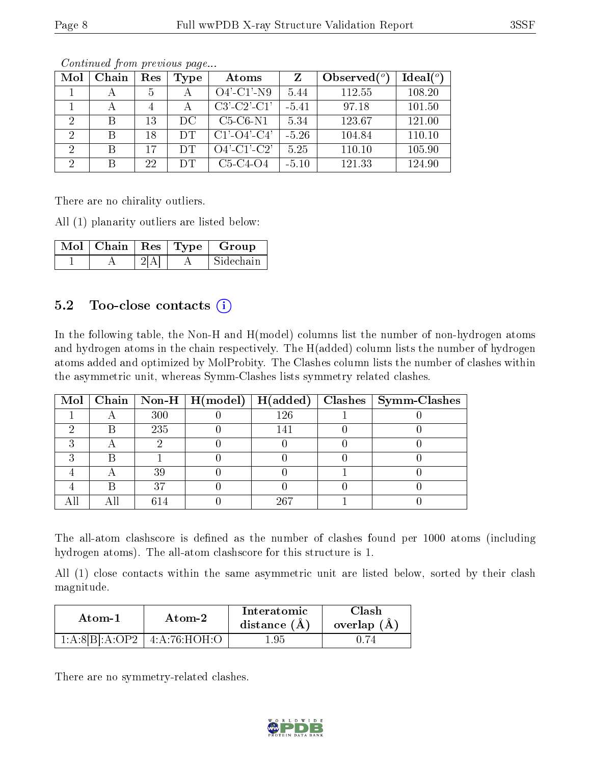*Continued from previous page...*

| Mol | Chain | Res | Type | Atoms | Z | Observed(°) | Ideal(°) |
|---|---|---|---|---|---|---|---|
| 1 | A | 5 | A | O4'-C1'-N9 | 5.44 | 112.55 | 108.20 |
| 1 | A | 4 | A | C3'-C2'-C1' | -5.41 | 97.18 | 101.50 |
| 2 | B | 13 | DC | C5-C6-N1 | 5.34 | 123.67 | 121.00 |
| 2 | B | 18 | DT | C1'-O4'-C4' | -5.26 | 104.84 | 110.10 |
| 2 | B | 17 | DT | O4'-C1'-C2' | 5.25 | 110.10 | 105.90 |
| 2 | B | 22 | DT | C5-C4-O4 | -5.10 | 121.33 | 124.90 |

There are no chirality outliers.

All (1) planarity outliers are listed below:

| Mol | Chain | Res | Type | Group |
|---|---|---|---|---|
| 1 | A | 2[A] | A | Sidechain |

## 5.2 Too-close contacts

In the following table, the Non-H and H(model) columns list the number of non-hydrogen atoms and hydrogen atoms in the chain respectively. The H(added) column lists the number of hydrogen atoms added and optimized by MolProbity. The Clashes column lists the number of clashes within the asymmetric unit, whereas Symm-Clashes lists symmetry related clashes.

| Mol | Chain | Non-H | H(model) | H(added) | Clashes | Symm-Clashes |
|---|---|---|---|---|---|---|
| 1 | A | 300 | 0 | 126 | 1 | 0 |
| 2 | B | 235 | 0 | 141 | 0 | 0 |
| 3 | A | 2 | 0 | 0 | 0 | 0 |
| 3 | B | 1 | 0 | 0 | 0 | 0 |
| 4 | A | 39 | 0 | 0 | 1 | 0 |
| 4 | B | 37 | 0 | 0 | 0 | 0 |
| All | All | 614 | 0 | 267 | 1 | 0 |

The all-atom clashscore is defined as the number of clashes found per 1000 atoms (including hydrogen atoms). The all-atom clashscore for this structure is 1.

All (1) close contacts within the same asymmetric unit are listed below, sorted by their clash magnitude.

| Atom-1 | Atom-2 | Interatomic distance (Å) | Clash overlap (Å) |
|---|---|---|---|
| 1:A:8[B]:A:OP2 | 4:A:76:HOH:O | 1.95 | 0.74 |

There are no symmetry-related clashes.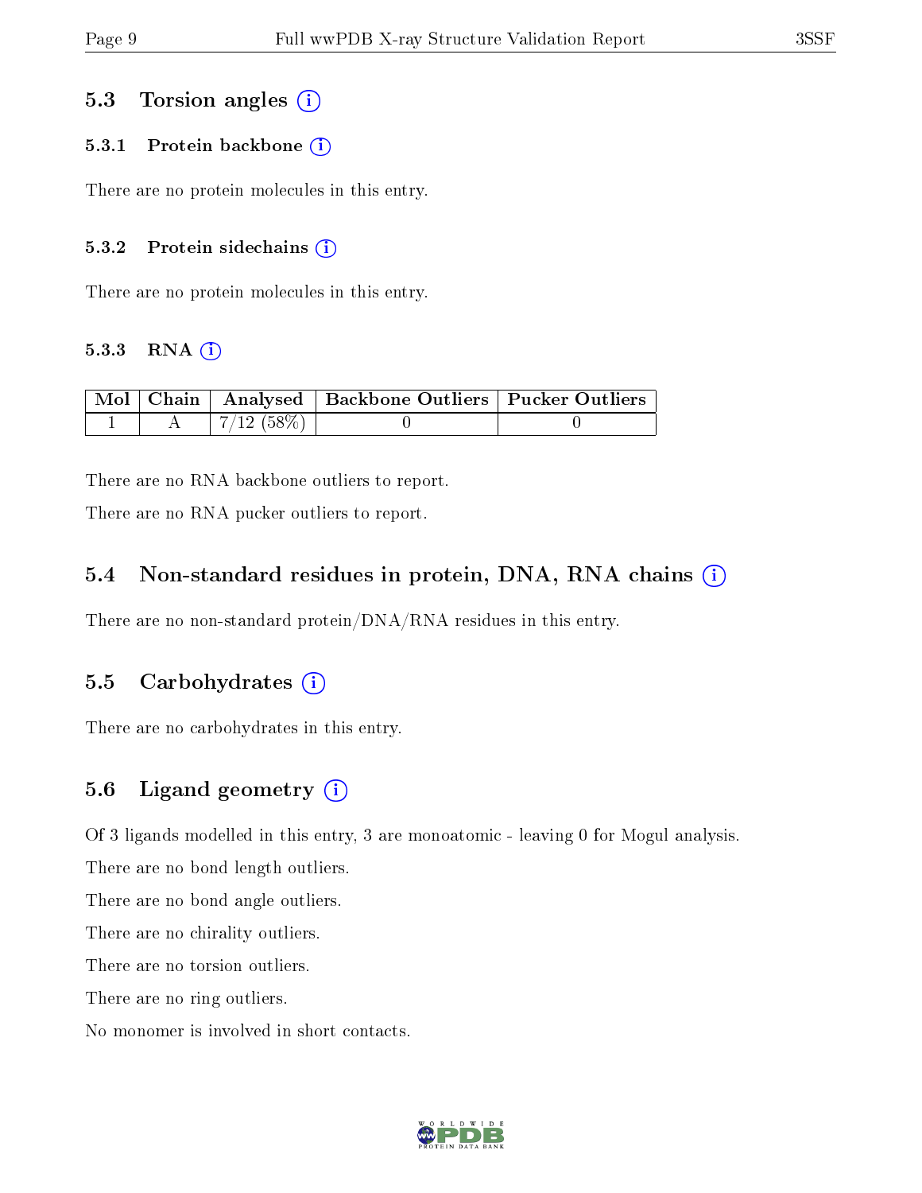## 5.3 Torsion angles

### 5.3.1 Protein backbone

There are no protein molecules in this entry.

### 5.3.2 Protein sidechains

There are no protein molecules in this entry.

### 5.3.3 RNA

| Mol | Chain | Analysed | Backbone Outliers | Pucker Outliers |
|---|---|---|---|---|
| 1 | A | 7/12 (58%) | 0 | 0 |

There are no RNA backbone outliers to report.

There are no RNA pucker outliers to report.

## 5.4 Non-standard residues in protein, DNA, RNA chains

There are no non-standard protein/DNA/RNA residues in this entry.

## 5.5 Carbohydrates

There are no carbohydrates in this entry.

## 5.6 Ligand geometry

Of 3 ligands modelled in this entry, 3 are monoatomic - leaving 0 for Mogul analysis.

There are no bond length outliers.

There are no bond angle outliers.

There are no chirality outliers.

There are no torsion outliers.

There are no ring outliers.

No monomer is involved in short contacts.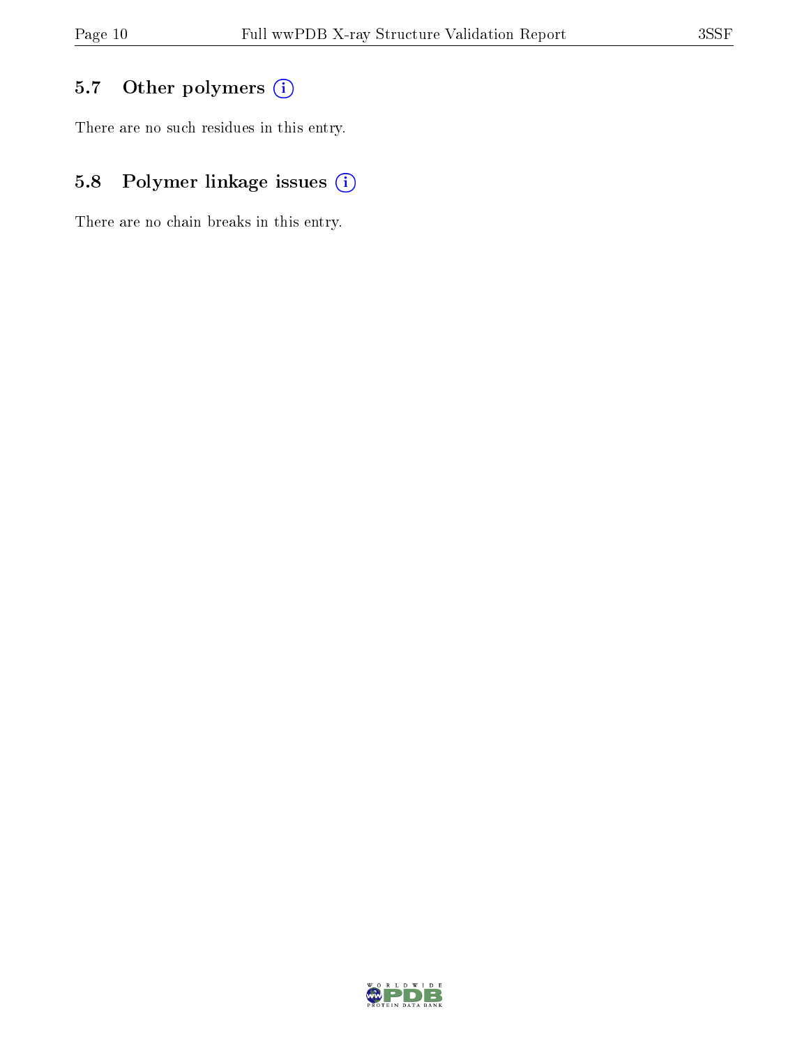### 5.7 Other polymers (i)

There are no such residues in this entry.

### 5.8 Polymer linkage issues (i)

There are no chain breaks in this entry.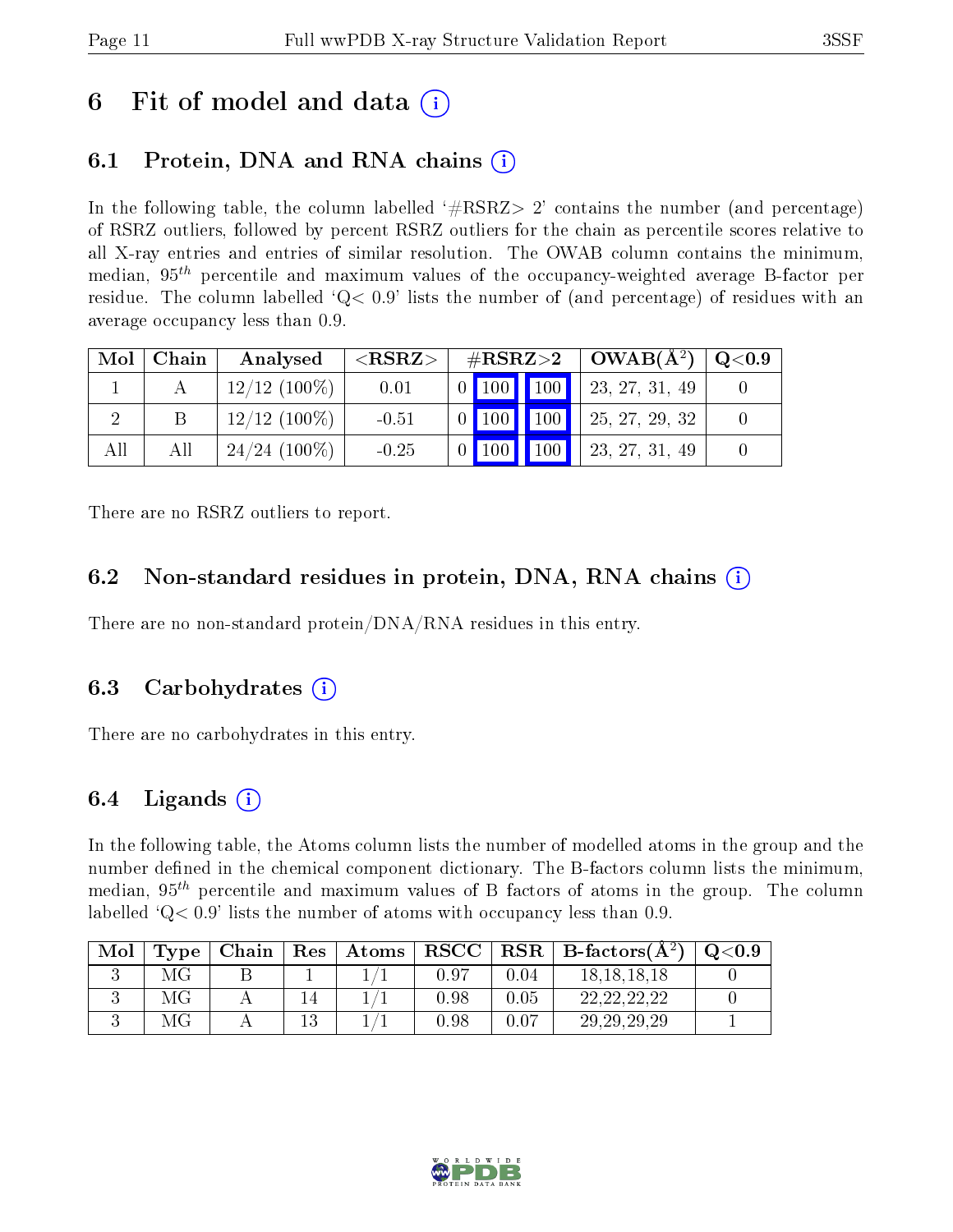# 6 Fit of model and data (i)

## 6.1 Protein, DNA and RNA chains (i)

In the following table, the column labelled '#RSRZ> 2' contains the number (and percentage) of RSRZ outliers, followed by percent RSRZ outliers for the chain as percentile scores relative to all X-ray entries and entries of similar resolution. The OWAB column contains the minimum, median, $95^{th}$ percentile and maximum values of the occupancy-weighted average B-factor per residue. The column labelled 'Q< 0.9' lists the number of (and percentage) of residues with an average occupancy less than 0.9.

| Mol | Chain | Analysed | <RSRZ> | #RSRZ>2 | | | OWAB(Å$^2$) | Q<0.9 |
|---|---|---|---|---|---|---|---|---|
| 1 | A | 12/12 (100%) | 0.01 | 0 | 100 | 100 | 23, 27, 31, 49 | 0 |
| 2 | B | 12/12 (100%) | -0.51 | 0 | 100 | 100 | 25, 27, 29, 32 | 0 |
| All | All | 24/24 (100%) | -0.25 | 0 | 100 | 100 | 23, 27, 31, 49 | 0 |

There are no RSRZ outliers to report.

## 6.2 Non-standard residues in protein, DNA, RNA chains (i)

There are no non-standard protein/DNA/RNA residues in this entry.

## 6.3 Carbohydrates (i)

There are no carbohydrates in this entry.

## 6.4 Ligands (i)

In the following table, the Atoms column lists the number of modelled atoms in the group and the number defined in the chemical component dictionary. The B-factors column lists the minimum, median, $95^{th}$ percentile and maximum values of B factors of atoms in the group. The column labelled 'Q< 0.9' lists the number of atoms with occupancy less than 0.9.

| Mol | Type | Chain | Res | Atoms | RSCC | RSR | B-factors(Å$^2$) | Q<0.9 |
|---|---|---|---|---|---|---|---|---|
| 3 | MG | B | 1 | 1/1 | 0.97 | 0.04 | 18,18,18,18 | 0 |
| 3 | MG | A | 14 | 1/1 | 0.98 | 0.05 | 22,22,22,22 | 0 |
| 3 | MG | A | 13 | 1/1 | 0.98 | 0.07 | 29,29,29,29 | 1 |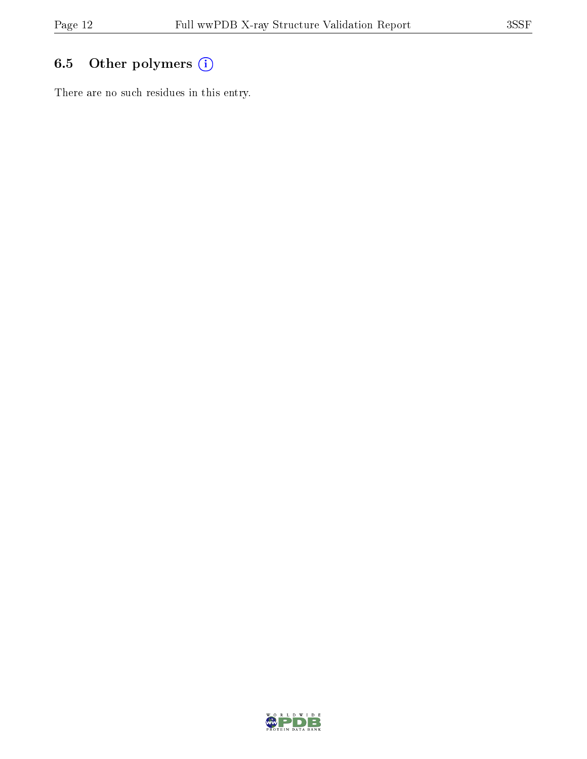### 6.5 Other polymers

There are no such residues in this entry.